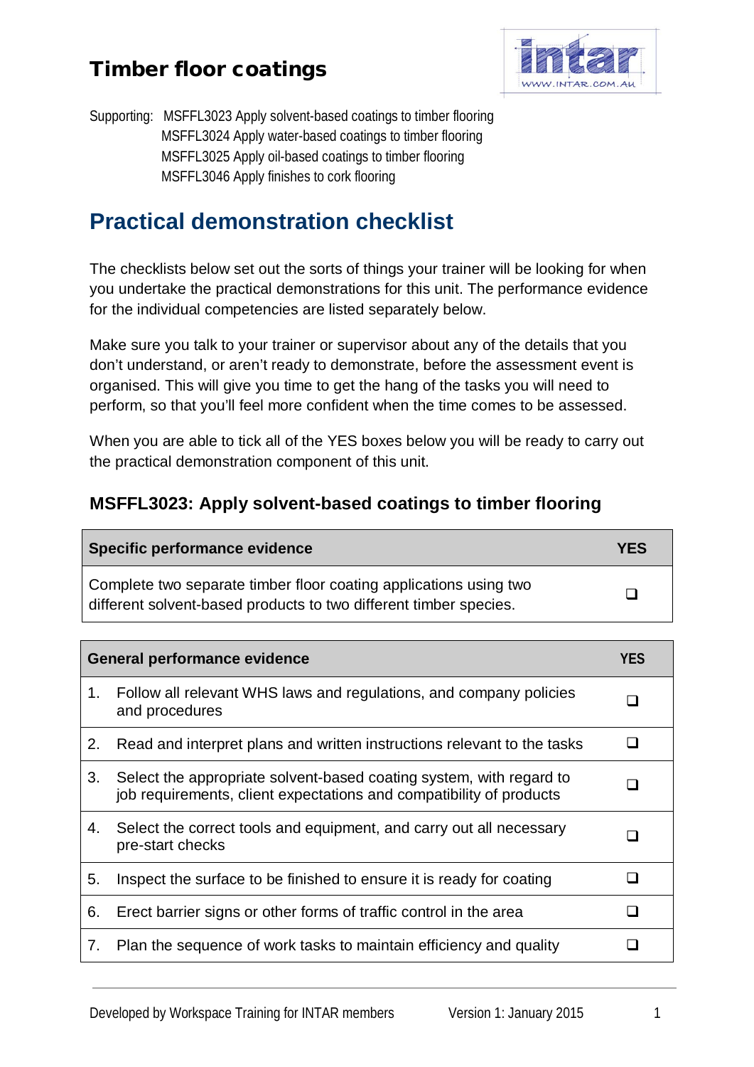# Timber floor coatings

Supporting: MSFFL3023 Apply solvent-based coatings to timber flooring
MSFFL3024 Apply water-based coatings to timber flooring
MSFFL3025 Apply oil-based coatings to timber flooring
MSFFL3046 Apply finishes to cork flooring

## Practical demonstration checklist

The checklists below set out the sorts of things your trainer will be looking for when you undertake the practical demonstrations for this unit. The performance evidence for the individual competencies are listed separately below.

Make sure you talk to your trainer or supervisor about any of the details that you don't understand, or aren't ready to demonstrate, before the assessment event is organised. This will give you time to get the hang of the tasks you will need to perform, so that you'll feel more confident when the time comes to be assessed.

When you are able to tick all of the YES boxes below you will be ready to carry out the practical demonstration component of this unit.

### MSFFL3023: Apply solvent-based coatings to timber flooring

| Specific performance evidence | YES |
|---|---|
| Complete two separate timber floor coating applications using two different solvent-based products to two different timber species. | ❑ |

| General performance evidence | | YES |
|---|---|---|
| 1. | Follow all relevant WHS laws and regulations, and company policies and procedures | ❑ |
| 2. | Read and interpret plans and written instructions relevant to the tasks | ❑ |
| 3. | Select the appropriate solvent-based coating system, with regard to job requirements, client expectations and compatibility of products | ❑ |
| 4. | Select the correct tools and equipment, and carry out all necessary pre-start checks | ❑ |
| 5. | Inspect the surface to be finished to ensure it is ready for coating | ❑ |
| 6. | Erect barrier signs or other forms of traffic control in the area | ❑ |
| 7. | Plan the sequence of work tasks to maintain efficiency and quality | ❑ |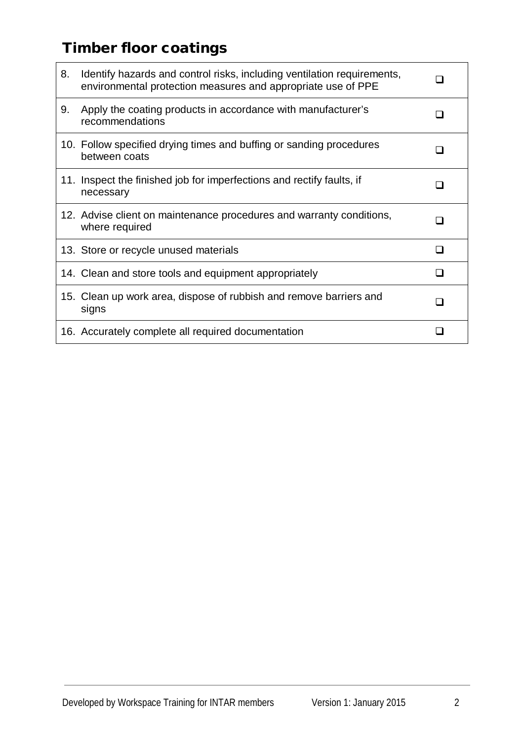# Timber floor coatings

| | | |
|---|---|---|
| 8. | Identify hazards and control risks, including ventilation requirements, environmental protection measures and appropriate use of PPE | ❑ |
| 9. | Apply the coating products in accordance with manufacturer's recommendations | ❑ |
| 10. | Follow specified drying times and buffing or sanding procedures between coats | ❑ |
| 11. | Inspect the finished job for imperfections and rectify faults, if necessary | ❑ |
| 12. | Advise client on maintenance procedures and warranty conditions, where required | ❑ |
| 13. | Store or recycle unused materials | ❑ |
| 14. | Clean and store tools and equipment appropriately | ❑ |
| 15. | Clean up work area, dispose of rubbish and remove barriers and signs | ❑ |
| 16. | Accurately complete all required documentation | ❑ |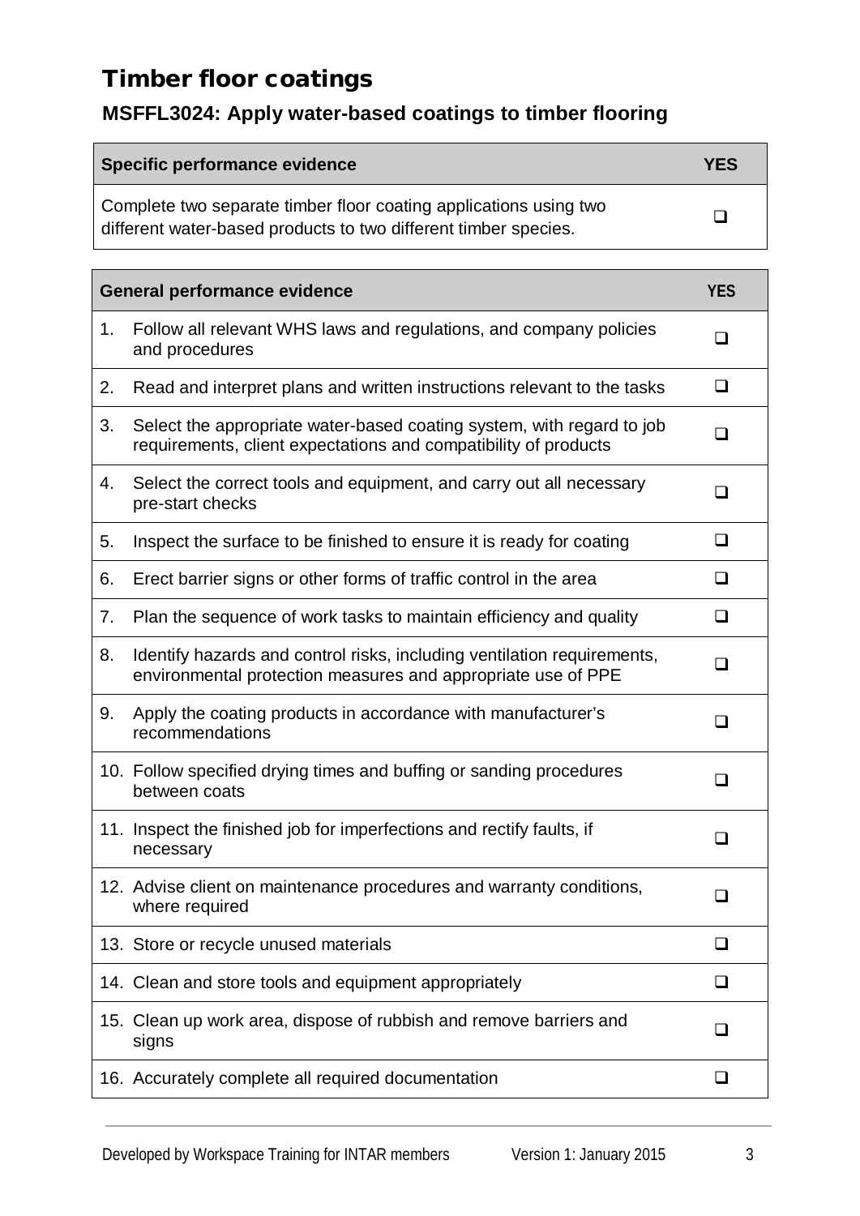# Timber floor coatings

## MSFFL3024: Apply water-based coatings to timber flooring

| Specific performance evidence | YES |
| --- | --- |
| Complete two separate timber floor coating applications using two different water-based products to two different timber species. | ❑ |

| General performance evidence | YES |
| --- | --- |
| 1. Follow all relevant WHS laws and regulations, and company policies and procedures | ❑ |
| 2. Read and interpret plans and written instructions relevant to the tasks | ❑ |
| 3. Select the appropriate water-based coating system, with regard to job requirements, client expectations and compatibility of products | ❑ |
| 4. Select the correct tools and equipment, and carry out all necessary pre-start checks | ❑ |
| 5. Inspect the surface to be finished to ensure it is ready for coating | ❑ |
| 6. Erect barrier signs or other forms of traffic control in the area | ❑ |
| 7. Plan the sequence of work tasks to maintain efficiency and quality | ❑ |
| 8. Identify hazards and control risks, including ventilation requirements, environmental protection measures and appropriate use of PPE | ❑ |
| 9. Apply the coating products in accordance with manufacturer's recommendations | ❑ |
| 10. Follow specified drying times and buffing or sanding procedures between coats | ❑ |
| 11. Inspect the finished job for imperfections and rectify faults, if necessary | ❑ |
| 12. Advise client on maintenance procedures and warranty conditions, where required | ❑ |
| 13. Store or recycle unused materials | ❑ |
| 14. Clean and store tools and equipment appropriately | ❑ |
| 15. Clean up work area, dispose of rubbish and remove barriers and signs | ❑ |
| 16. Accurately complete all required documentation | ❑ |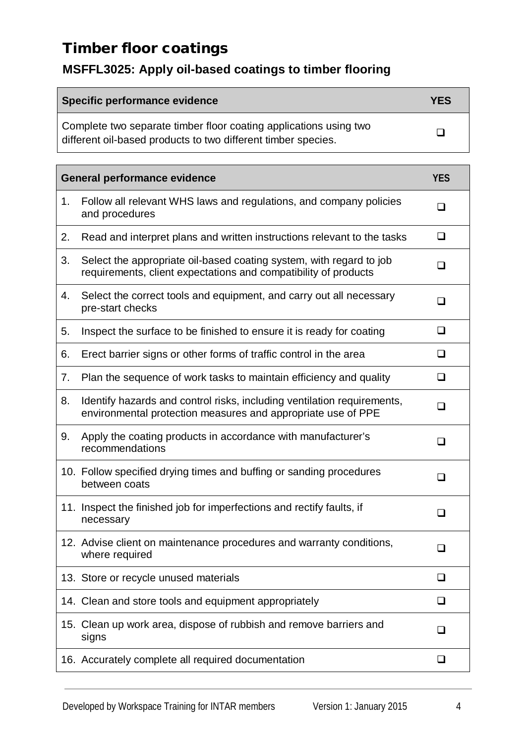# Timber floor coatings

## MSFFL3025: Apply oil-based coatings to timber flooring

| Specific performance evidence | YES |
| --- | --- |
| Complete two separate timber floor coating applications using two different oil-based products to two different timber species. | ❑ |

| General performance evidence | YES |
| --- | --- |
| 1. Follow all relevant WHS laws and regulations, and company policies and procedures | ❑ |
| 2. Read and interpret plans and written instructions relevant to the tasks | ❑ |
| 3. Select the appropriate oil-based coating system, with regard to job requirements, client expectations and compatibility of products | ❑ |
| 4. Select the correct tools and equipment, and carry out all necessary pre-start checks | ❑ |
| 5. Inspect the surface to be finished to ensure it is ready for coating | ❑ |
| 6. Erect barrier signs or other forms of traffic control in the area | ❑ |
| 7. Plan the sequence of work tasks to maintain efficiency and quality | ❑ |
| 8. Identify hazards and control risks, including ventilation requirements, environmental protection measures and appropriate use of PPE | ❑ |
| 9. Apply the coating products in accordance with manufacturer's recommendations | ❑ |
| 10. Follow specified drying times and buffing or sanding procedures between coats | ❑ |
| 11. Inspect the finished job for imperfections and rectify faults, if necessary | ❑ |
| 12. Advise client on maintenance procedures and warranty conditions, where required | ❑ |
| 13. Store or recycle unused materials | ❑ |
| 14. Clean and store tools and equipment appropriately | ❑ |
| 15. Clean up work area, dispose of rubbish and remove barriers and signs | ❑ |
| 16. Accurately complete all required documentation | ❑ |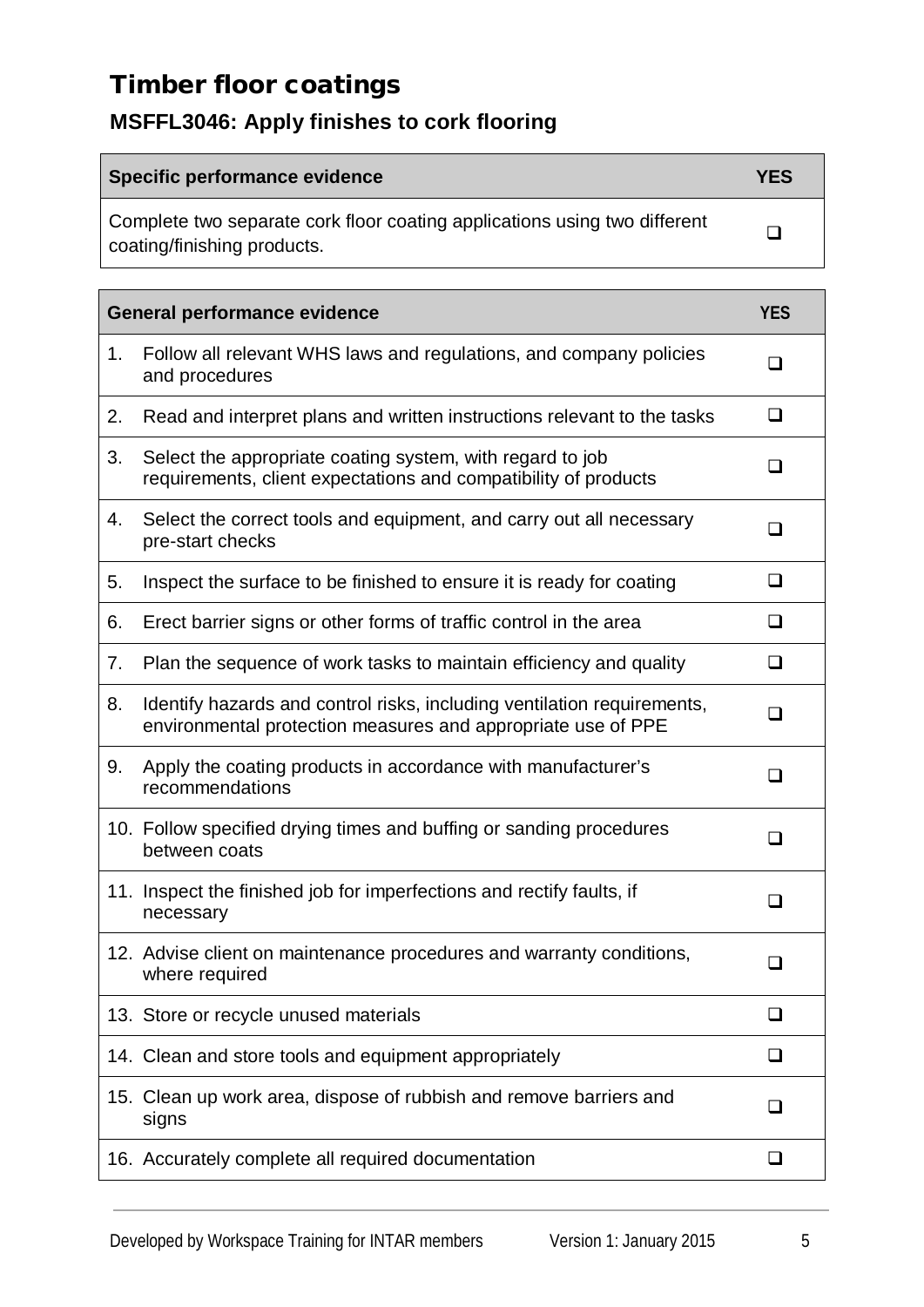# Timber floor coatings

## MSFFL3046: Apply finishes to cork flooring

| Specific performance evidence | YES |
|---|---|
| Complete two separate cork floor coating applications using two different coating/finishing products. | ❑ |

| General performance evidence | YES |
|---|---|
| 1. Follow all relevant WHS laws and regulations, and company policies and procedures | ❑ |
| 2. Read and interpret plans and written instructions relevant to the tasks | ❑ |
| 3. Select the appropriate coating system, with regard to job requirements, client expectations and compatibility of products | ❑ |
| 4. Select the correct tools and equipment, and carry out all necessary pre-start checks | ❑ |
| 5. Inspect the surface to be finished to ensure it is ready for coating | ❑ |
| 6. Erect barrier signs or other forms of traffic control in the area | ❑ |
| 7. Plan the sequence of work tasks to maintain efficiency and quality | ❑ |
| 8. Identify hazards and control risks, including ventilation requirements, environmental protection measures and appropriate use of PPE | ❑ |
| 9. Apply the coating products in accordance with manufacturer's recommendations | ❑ |
| 10. Follow specified drying times and buffing or sanding procedures between coats | ❑ |
| 11. Inspect the finished job for imperfections and rectify faults, if necessary | ❑ |
| 12. Advise client on maintenance procedures and warranty conditions, where required | ❑ |
| 13. Store or recycle unused materials | ❑ |
| 14. Clean and store tools and equipment appropriately | ❑ |
| 15. Clean up work area, dispose of rubbish and remove barriers and signs | ❑ |
| 16. Accurately complete all required documentation | ❑ |